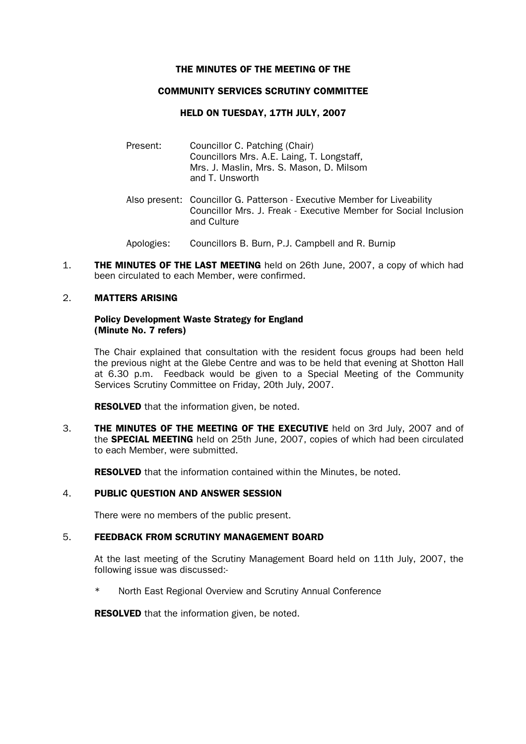# THE MINUTES OF THE MEETING OF THE

# COMMUNITY SERVICES SCRUTINY COMMITTEE

# HELD ON TUESDAY, 17TH JULY, 2007

Present: Councillor C. Patching (Chair)
Councillors Mrs. A.E. Laing, T. Longstaff, Mrs. J. Maslin, Mrs. S. Mason, D. Milsom and T. Unsworth

Also present: Councillor G. Patterson - Executive Member for Liveability
Councillor Mrs. J. Freak - Executive Member for Social Inclusion and Culture

Apologies: Councillors B. Burn, P.J. Campbell and R. Burnip

1. **THE MINUTES OF THE LAST MEETING** held on 26th June, 2007, a copy of which had been circulated to each Member, were confirmed.

2. **MATTERS ARISING**

   **Policy Development Waste Strategy for England (Minute No. 7 refers)**

   The Chair explained that consultation with the resident focus groups had been held the previous night at the Glebe Centre and was to be held that evening at Shotton Hall at 6.30 p.m. Feedback would be given to a Special Meeting of the Community Services Scrutiny Committee on Friday, 20th July, 2007.

   **RESOLVED** that the information given, be noted.

3. **THE MINUTES OF THE MEETING OF THE EXECUTIVE** held on 3rd July, 2007 and of the **SPECIAL MEETING** held on 25th June, 2007, copies of which had been circulated to each Member, were submitted.

   **RESOLVED** that the information contained within the Minutes, be noted.

4. **PUBLIC QUESTION AND ANSWER SESSION**

   There were no members of the public present.

5. **FEEDBACK FROM SCRUTINY MANAGEMENT BOARD**

   At the last meeting of the Scrutiny Management Board held on 11th July, 2007, the following issue was discussed:-

   * North East Regional Overview and Scrutiny Annual Conference

   **RESOLVED** that the information given, be noted.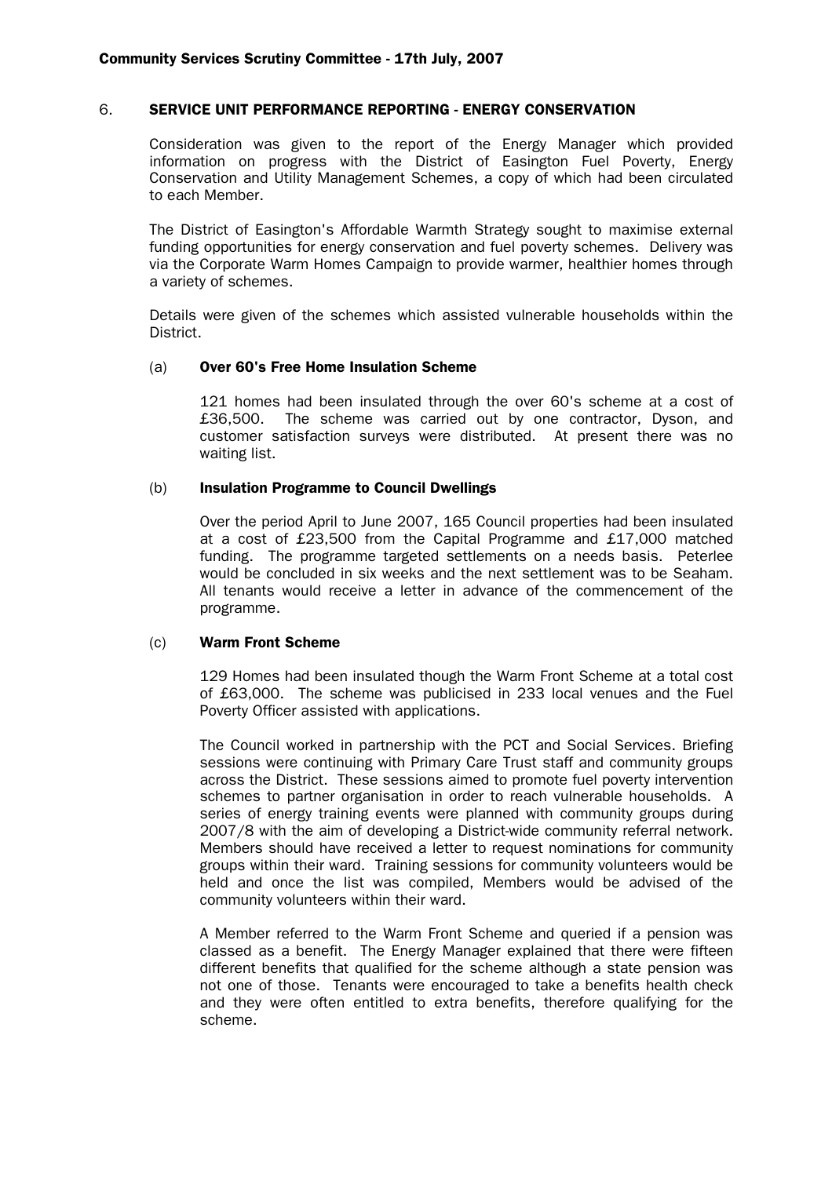## 6. SERVICE UNIT PERFORMANCE REPORTING - ENERGY CONSERVATION

Consideration was given to the report of the Energy Manager which provided information on progress with the District of Easington Fuel Poverty, Energy Conservation and Utility Management Schemes, a copy of which had been circulated to each Member.

The District of Easington's Affordable Warmth Strategy sought to maximise external funding opportunities for energy conservation and fuel poverty schemes. Delivery was via the Corporate Warm Homes Campaign to provide warmer, healthier homes through a variety of schemes.

Details were given of the schemes which assisted vulnerable households within the District.

### (a) Over 60's Free Home Insulation Scheme

121 homes had been insulated through the over 60's scheme at a cost of £36,500. The scheme was carried out by one contractor, Dyson, and customer satisfaction surveys were distributed. At present there was no waiting list.

### (b) Insulation Programme to Council Dwellings

Over the period April to June 2007, 165 Council properties had been insulated at a cost of £23,500 from the Capital Programme and £17,000 matched funding. The programme targeted settlements on a needs basis. Peterlee would be concluded in six weeks and the next settlement was to be Seaham. All tenants would receive a letter in advance of the commencement of the programme.

### (c) Warm Front Scheme

129 Homes had been insulated though the Warm Front Scheme at a total cost of £63,000. The scheme was publicised in 233 local venues and the Fuel Poverty Officer assisted with applications.

The Council worked in partnership with the PCT and Social Services. Briefing sessions were continuing with Primary Care Trust staff and community groups across the District. These sessions aimed to promote fuel poverty intervention schemes to partner organisation in order to reach vulnerable households. A series of energy training events were planned with community groups during 2007/8 with the aim of developing a District-wide community referral network. Members should have received a letter to request nominations for community groups within their ward. Training sessions for community volunteers would be held and once the list was compiled, Members would be advised of the community volunteers within their ward.

A Member referred to the Warm Front Scheme and queried if a pension was classed as a benefit. The Energy Manager explained that there were fifteen different benefits that qualified for the scheme although a state pension was not one of those. Tenants were encouraged to take a benefits health check and they were often entitled to extra benefits, therefore qualifying for the scheme.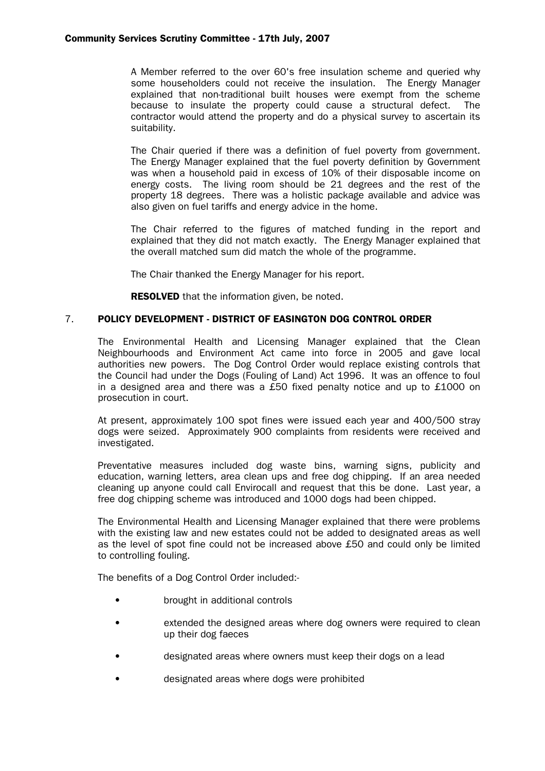A Member referred to the over 60's free insulation scheme and queried why some householders could not receive the insulation. The Energy Manager explained that non-traditional built houses were exempt from the scheme because to insulate the property could cause a structural defect. The contractor would attend the property and do a physical survey to ascertain its suitability.

The Chair queried if there was a definition of fuel poverty from government. The Energy Manager explained that the fuel poverty definition by Government was when a household paid in excess of 10% of their disposable income on energy costs. The living room should be 21 degrees and the rest of the property 18 degrees. There was a holistic package available and advice was also given on fuel tariffs and energy advice in the home.

The Chair referred to the figures of matched funding in the report and explained that they did not match exactly. The Energy Manager explained that the overall matched sum did match the whole of the programme.

The Chair thanked the Energy Manager for his report.

**RESOLVED** that the information given, be noted.

## 7. POLICY DEVELOPMENT - DISTRICT OF EASINGTON DOG CONTROL ORDER

The Environmental Health and Licensing Manager explained that the Clean Neighbourhoods and Environment Act came into force in 2005 and gave local authorities new powers. The Dog Control Order would replace existing controls that the Council had under the Dogs (Fouling of Land) Act 1996. It was an offence to foul in a designed area and there was a £50 fixed penalty notice and up to £1000 on prosecution in court.

At present, approximately 100 spot fines were issued each year and 400/500 stray dogs were seized. Approximately 900 complaints from residents were received and investigated.

Preventative measures included dog waste bins, warning signs, publicity and education, warning letters, area clean ups and free dog chipping. If an area needed cleaning up anyone could call Envirocall and request that this be done. Last year, a free dog chipping scheme was introduced and 1000 dogs had been chipped.

The Environmental Health and Licensing Manager explained that there were problems with the existing law and new estates could not be added to designated areas as well as the level of spot fine could not be increased above £50 and could only be limited to controlling fouling.

The benefits of a Dog Control Order included:-

- brought in additional controls
- extended the designed areas where dog owners were required to clean up their dog faeces
- designated areas where owners must keep their dogs on a lead
- designated areas where dogs were prohibited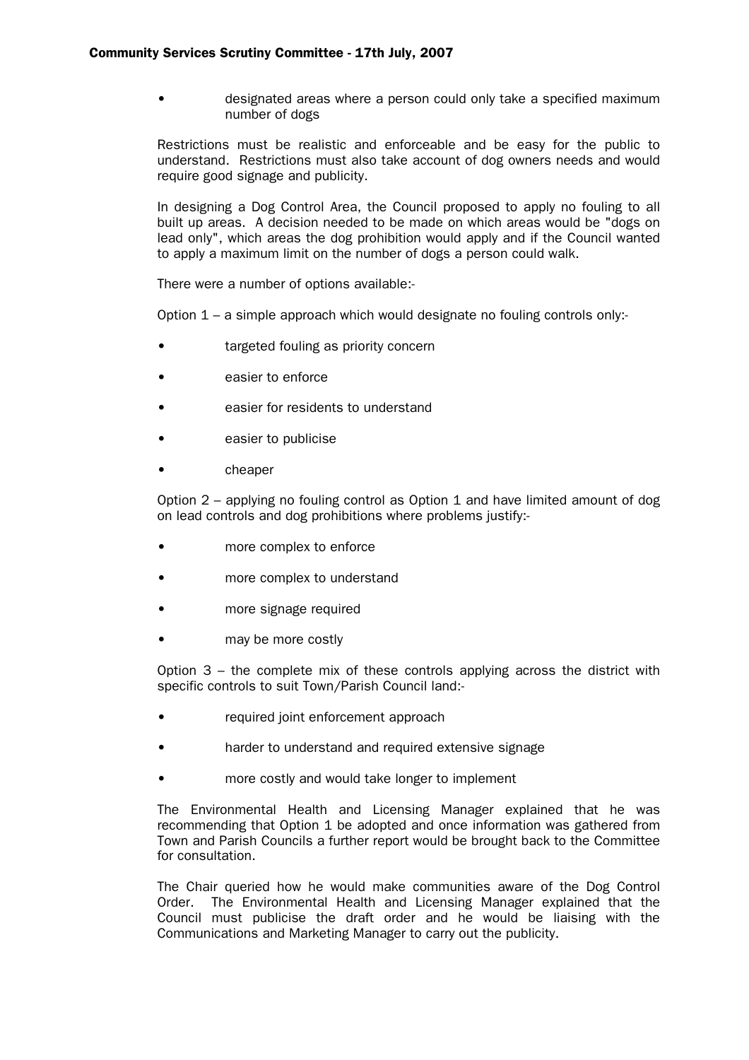- designated areas where a person could only take a specified maximum number of dogs

Restrictions must be realistic and enforceable and be easy for the public to understand. Restrictions must also take account of dog owners needs and would require good signage and publicity.

In designing a Dog Control Area, the Council proposed to apply no fouling to all built up areas. A decision needed to be made on which areas would be "dogs on lead only", which areas the dog prohibition would apply and if the Council wanted to apply a maximum limit on the number of dogs a person could walk.

There were a number of options available:-

Option 1 – a simple approach which would designate no fouling controls only:-

- targeted fouling as priority concern
- easier to enforce
- easier for residents to understand
- easier to publicise
- cheaper

Option 2 – applying no fouling control as Option 1 and have limited amount of dog on lead controls and dog prohibitions where problems justify:-

- more complex to enforce
- more complex to understand
- more signage required
- may be more costly

Option 3 – the complete mix of these controls applying across the district with specific controls to suit Town/Parish Council land:-

- required joint enforcement approach
- harder to understand and required extensive signage
- more costly and would take longer to implement

The Environmental Health and Licensing Manager explained that he was recommending that Option 1 be adopted and once information was gathered from Town and Parish Councils a further report would be brought back to the Committee for consultation.

The Chair queried how he would make communities aware of the Dog Control Order. The Environmental Health and Licensing Manager explained that the Council must publicise the draft order and he would be liaising with the Communications and Marketing Manager to carry out the publicity.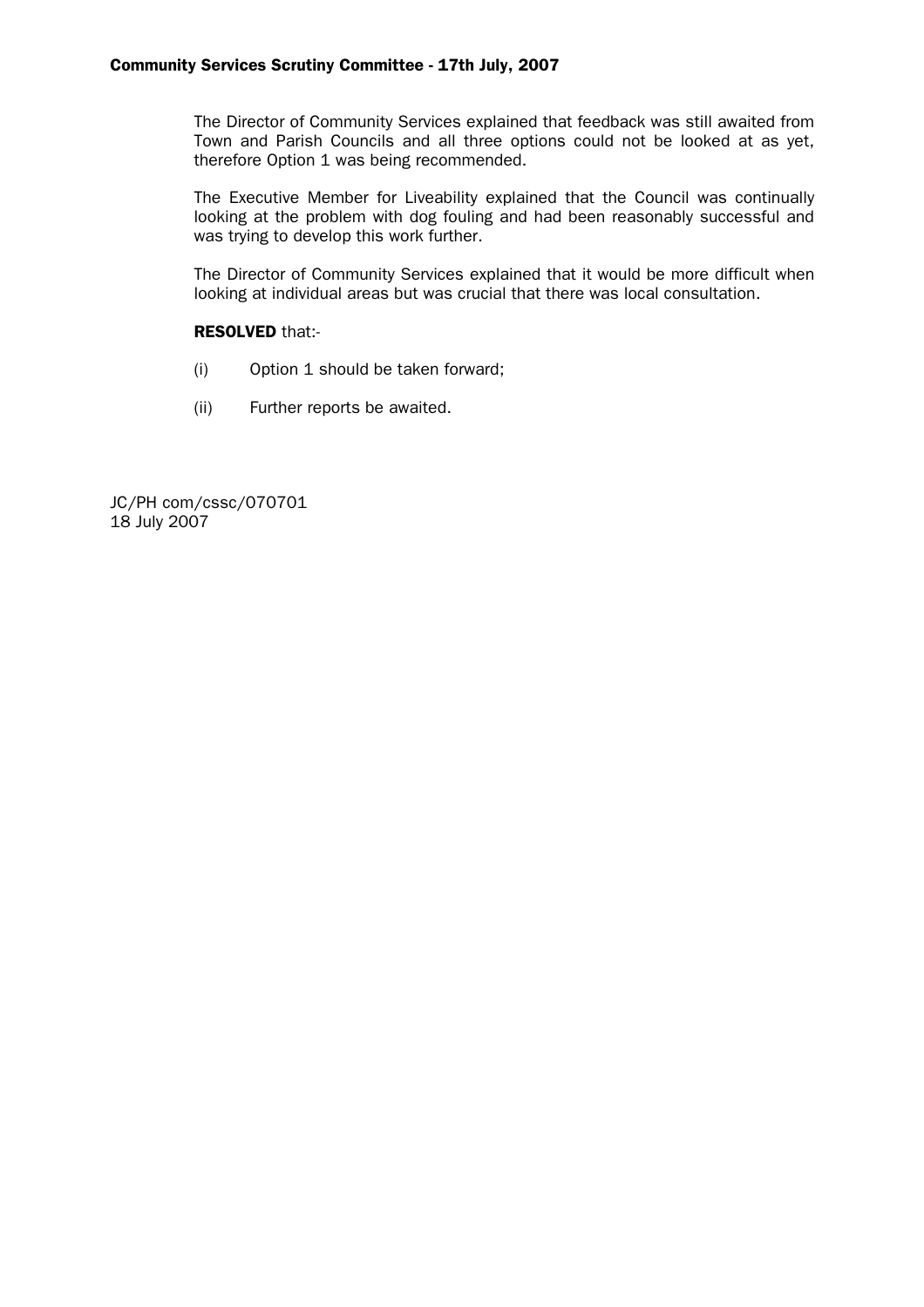The Director of Community Services explained that feedback was still awaited from Town and Parish Councils and all three options could not be looked at as yet, therefore Option 1 was being recommended.

The Executive Member for Liveability explained that the Council was continually looking at the problem with dog fouling and had been reasonably successful and was trying to develop this work further.

The Director of Community Services explained that it would be more difficult when looking at individual areas but was crucial that there was local consultation.

**RESOLVED** that:-

(i) Option 1 should be taken forward;

(ii) Further reports be awaited.

JC/PH com/cssc/070701
18 July 2007